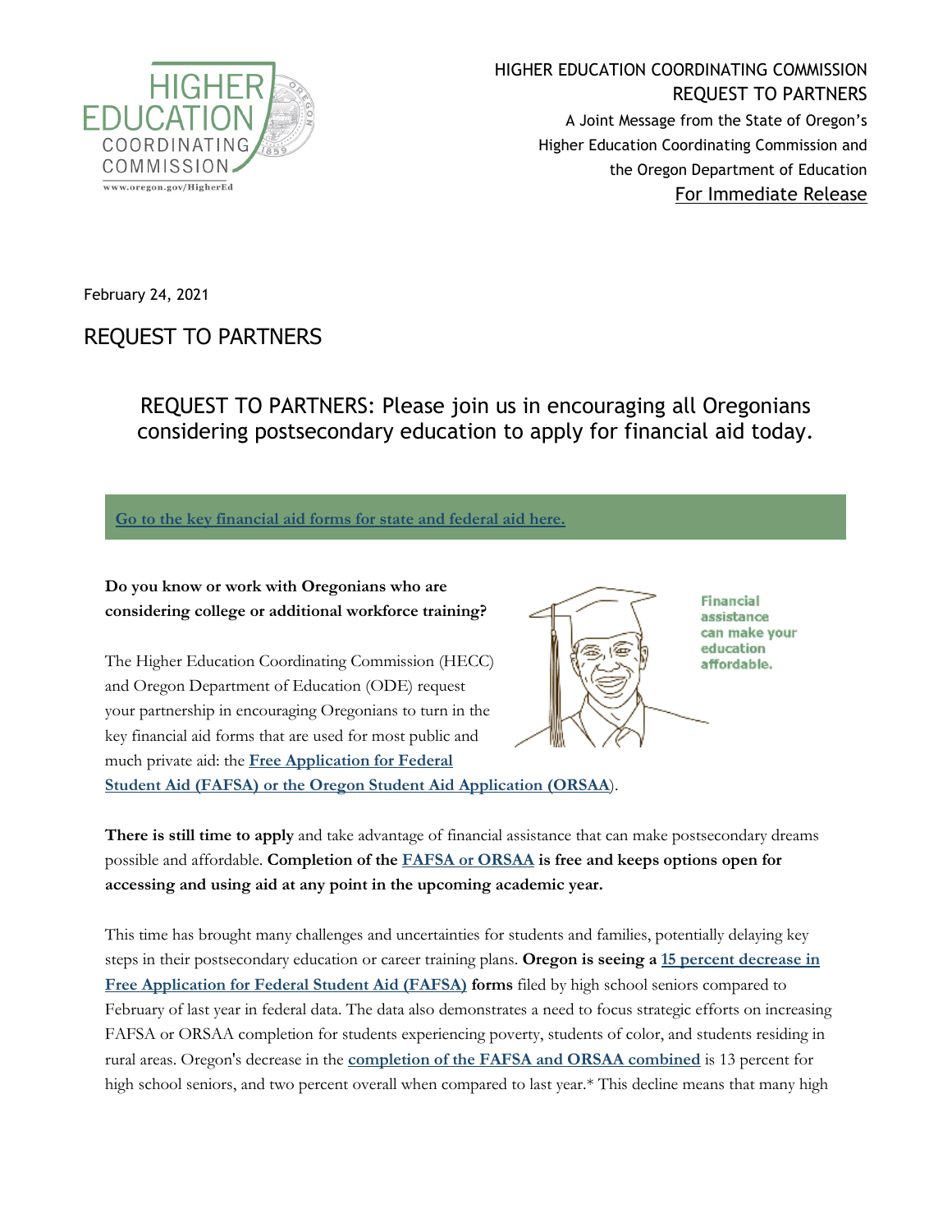HIGHER EDUCATION COORDINATING COMMISSION
REQUEST TO PARTNERS

A Joint Message from the State of Oregon's Higher Education Coordinating Commission and the Oregon Department of Education

For Immediate Release

February 24, 2021

# REQUEST TO PARTNERS

## REQUEST TO PARTNERS: Please join us in encouraging all Oregonians considering postsecondary education to apply for financial aid today.

**Go to the key financial aid forms for state and federal aid here.**

**Do you know or work with Oregonians who are considering college or additional workforce training?**

Financial assistance can make your education affordable.

The Higher Education Coordinating Commission (HECC) and Oregon Department of Education (ODE) request your partnership in encouraging Oregonians to turn in the key financial aid forms that are used for most public and much private aid: the **Free Application for Federal Student Aid (FAFSA) or the Oregon Student Aid Application (ORSAA)**.

**There is still time to apply** and take advantage of financial assistance that can make postsecondary dreams possible and affordable. **Completion of the FAFSA or ORSAA is free and keeps options open for accessing and using aid at any point in the upcoming academic year.**

This time has brought many challenges and uncertainties for students and families, potentially delaying key steps in their postsecondary education or career training plans. **Oregon is seeing a 15 percent decrease in Free Application for Federal Student Aid (FAFSA) forms** filed by high school seniors compared to February of last year in federal data. The data also demonstrates a need to focus strategic efforts on increasing FAFSA or ORSAA completion for students experiencing poverty, students of color, and students residing in rural areas. Oregon's decrease in the **completion of the FAFSA and ORSAA combined** is 13 percent for high school seniors, and two percent overall when compared to last year.* This decline means that many high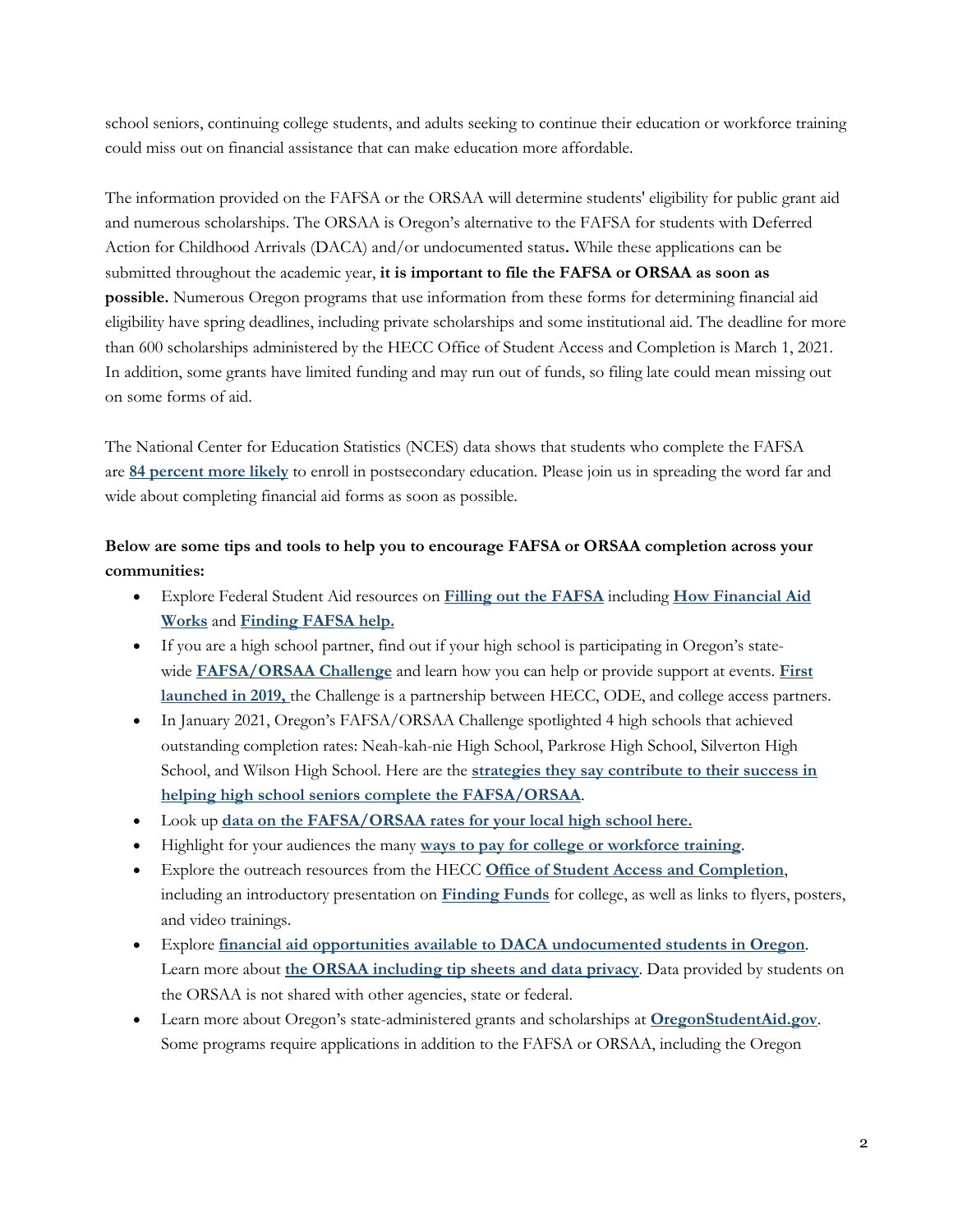school seniors, continuing college students, and adults seeking to continue their education or workforce training could miss out on financial assistance that can make education more affordable.

The information provided on the FAFSA or the ORSAA will determine students' eligibility for public grant aid and numerous scholarships. The ORSAA is Oregon's alternative to the FAFSA for students with Deferred Action for Childhood Arrivals (DACA) and/or undocumented status**.** While these applications can be submitted throughout the academic year, **it is important to file the FAFSA or ORSAA as soon as possible.** Numerous Oregon programs that use information from these forms for determining financial aid eligibility have spring deadlines, including private scholarships and some institutional aid. The deadline for more than 600 scholarships administered by the HECC Office of Student Access and Completion is March 1, 2021. In addition, some grants have limited funding and may run out of funds, so filing late could mean missing out on some forms of aid.

The National Center for Education Statistics (NCES) data shows that students who complete the FAFSA are **84 percent more likely** to enroll in postsecondary education. Please join us in spreading the word far and wide about completing financial aid forms as soon as possible.

**Below are some tips and tools to help you to encourage FAFSA or ORSAA completion across your communities:**

- Explore Federal Student Aid resources on **Filling out the FAFSA** including **How Financial Aid Works** and **Finding FAFSA help.**
- If you are a high school partner, find out if your high school is participating in Oregon's state-wide **FAFSA/ORSAA Challenge** and learn how you can help or provide support at events. **First launched in 2019,** the Challenge is a partnership between HECC, ODE, and college access partners.
- In January 2021, Oregon's FAFSA/ORSAA Challenge spotlighted 4 high schools that achieved outstanding completion rates: Neah-kah-nie High School, Parkrose High School, Silverton High School, and Wilson High School. Here are the **strategies they say contribute to their success in helping high school seniors complete the FAFSA/ORSAA**.
- Look up **data on the FAFSA/ORSAA rates for your local high school here.**
- Highlight for your audiences the many **ways to pay for college or workforce training**.
- Explore the outreach resources from the HECC **Office of Student Access and Completion**, including an introductory presentation on **Finding Funds** for college, as well as links to flyers, posters, and video trainings.
- Explore **financial aid opportunities available to DACA undocumented students in Oregon**. Learn more about **the ORSAA including tip sheets and data privacy**. Data provided by students on the ORSAA is not shared with other agencies, state or federal.
- Learn more about Oregon's state-administered grants and scholarships at **OregonStudentAid.gov**. Some programs require applications in addition to the FAFSA or ORSAA, including the Oregon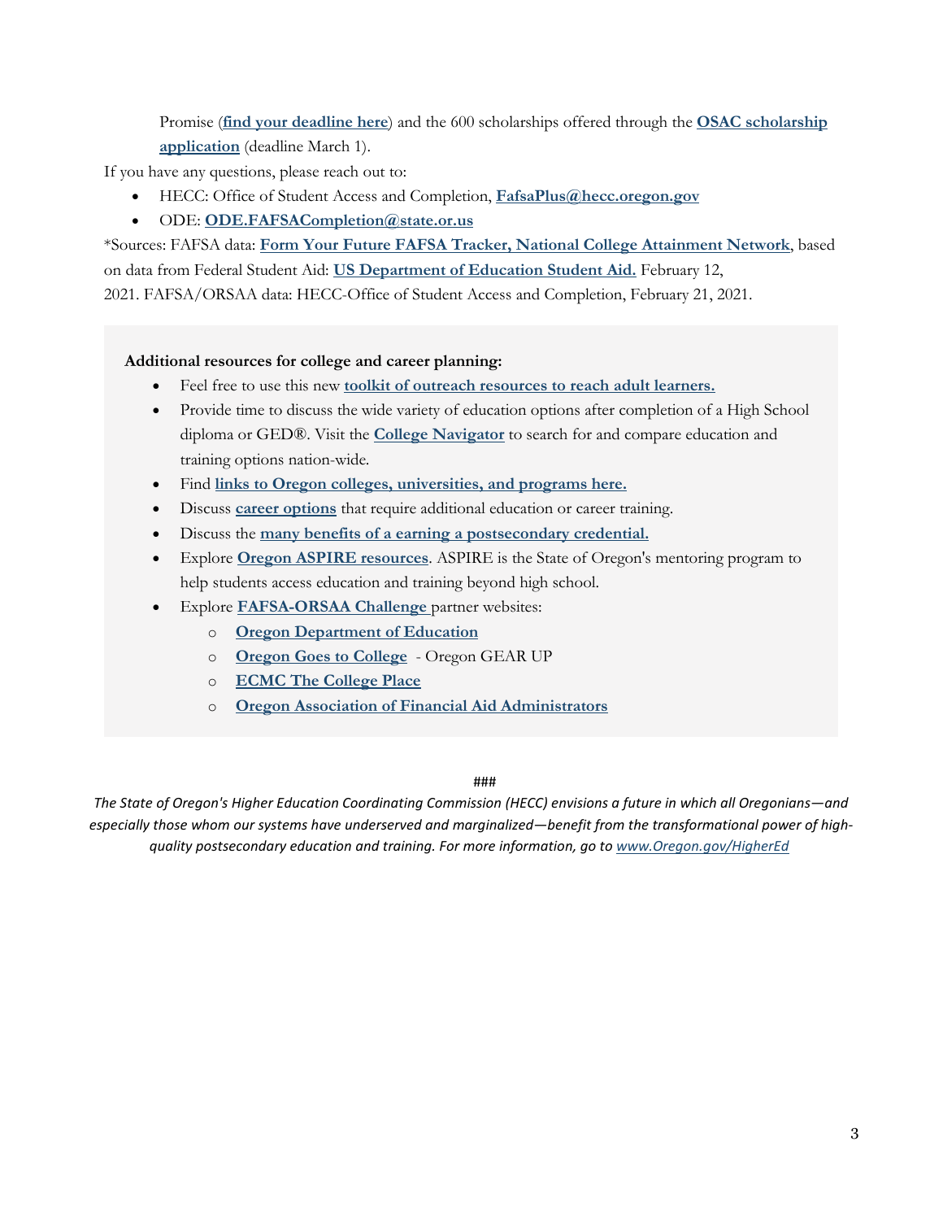Promise (**find your deadline here**) and the 600 scholarships offered through the **OSAC scholarship application** (deadline March 1).

If you have any questions, please reach out to:

- HECC: Office of Student Access and Completion, **FafsaPlus@hecc.oregon.gov**
- ODE: **ODE.FAFSACompletion@state.or.us**

*Sources: FAFSA data: **Form Your Future FAFSA Tracker, National College Attainment Network**, based on data from Federal Student Aid: **US Department of Education Student Aid.** February 12, 2021. FAFSA/ORSAA data: HECC-Office of Student Access and Completion, February 21, 2021.

**Additional resources for college and career planning:**

- Feel free to use this new **toolkit of outreach resources to reach adult learners.**
- Provide time to discuss the wide variety of education options after completion of a High School diploma or GED®. Visit the **College Navigator** to search for and compare education and training options nation-wide.
- Find **links to Oregon colleges, universities, and programs here.**
- Discuss **career options** that require additional education or career training.
- Discuss the **many benefits of a earning a postsecondary credential.**
- Explore **Oregon ASPIRE resources**. ASPIRE is the State of Oregon's mentoring program to help students access education and training beyond high school.
- Explore **FAFSA-ORSAA Challenge** partner websites:
  - **Oregon Department of Education**
  - **Oregon Goes to College** - Oregon GEAR UP
  - **ECMC The College Place**
  - **Oregon Association of Financial Aid Administrators**

###

*The State of Oregon's Higher Education Coordinating Commission (HECC) envisions a future in which all Oregonians—and especially those whom our systems have underserved and marginalized—benefit from the transformational power of high-quality postsecondary education and training. For more information, go to www.Oregon.gov/HigherEd*